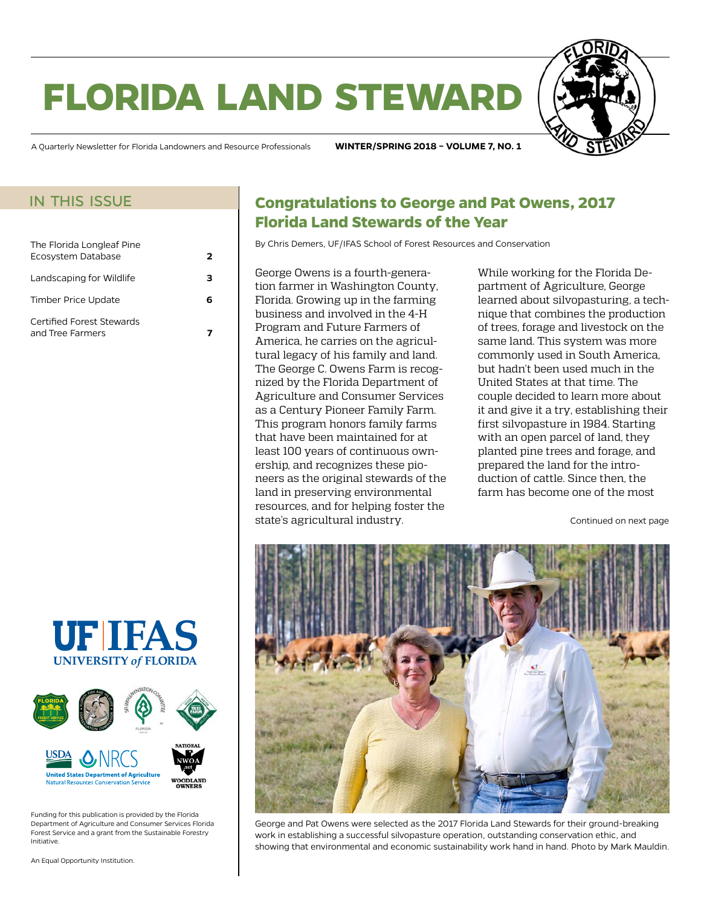# FLORIDA LAND STEWARD

A Quarterly Newsletter for Florida Landowners and Resource Professionals **WINTER/SPRING 2018 – VOLUME 7, NO. 1**

## IN THIS ISSUE

| | |
|---|---|
| The Florida Longleaf Pine Ecosystem Database | **2** |
| Landscaping for Wildlife | **3** |
| Timber Price Update | **6** |
| Certified Forest Stewards and Tree Farmers | **7** |

Funding for this publication is provided by the Florida Department of Agriculture and Consumer Services Florida Forest Service and a grant from the Sustainable Forestry Initiative.

An Equal Opportunity Institution.

## Congratulations to George and Pat Owens, 2017 Florida Land Stewards of the Year

By Chris Demers, UF/IFAS School of Forest Resources and Conservation

George Owens is a fourth-generation farmer in Washington County, Florida. Growing up in the farming business and involved in the 4-H Program and Future Farmers of America, he carries on the agricultural legacy of his family and land. The George C. Owens Farm is recognized by the Florida Department of Agriculture and Consumer Services as a Century Pioneer Family Farm. This program honors family farms that have been maintained for at least 100 years of continuous ownership, and recognizes these pioneers as the original stewards of the land in preserving environmental resources, and for helping foster the state's agricultural industry.

While working for the Florida Department of Agriculture, George learned about silvopasturing, a technique that combines the production of trees, forage and livestock on the same land. This system was more commonly used in South America, but hadn't been used much in the United States at that time. The couple decided to learn more about it and give it a try, establishing their first silvopasture in 1984. Starting with an open parcel of land, they planted pine trees and forage, and prepared the land for the introduction of cattle. Since then, the farm has become one of the most

Continued on next page

George and Pat Owens were selected as the 2017 Florida Land Stewards for their ground-breaking work in establishing a successful silvopasture operation, outstanding conservation ethic, and showing that environmental and economic sustainability work hand in hand. Photo by Mark Mauldin.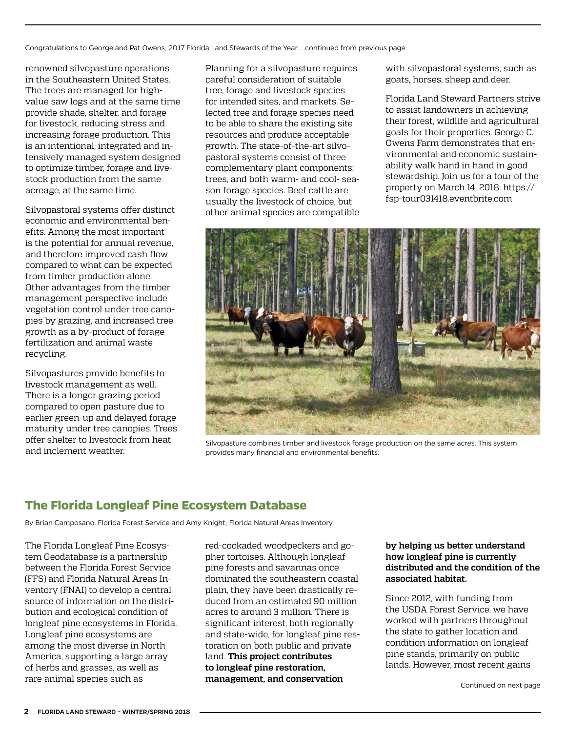Congratulations to George and Pat Owens, 2017 Florida Land Stewards of the Year....continued from previous page

renowned silvopasture operations in the Southeastern United States. The trees are managed for high-value saw logs and at the same time provide shade, shelter, and forage for livestock, reducing stress and increasing forage production. This is an intentional, integrated and intensively managed system designed to optimize timber, forage and livestock production from the same acreage, at the same time.

Silvopastoral systems offer distinct economic and environmental benefits. Among the most important is the potential for annual revenue, and therefore improved cash flow compared to what can be expected from timber production alone. Other advantages from the timber management perspective include vegetation control under tree canopies by grazing, and increased tree growth as a by-product of forage fertilization and animal waste recycling.

Silvopastures provide benefits to livestock management as well. There is a longer grazing period compared to open pasture due to earlier green-up and delayed forage maturity under tree canopies. Trees offer shelter to livestock from heat and inclement weather.

Planning for a silvopasture requires careful consideration of suitable tree, forage and livestock species for intended sites, and markets. Selected tree and forage species need to be able to share the existing site resources and produce acceptable growth. The state-of-the-art silvopastoral systems consist of three complementary plant components: trees, and both warm- and cool- season forage species. Beef cattle are usually the livestock of choice, but other animal species are compatible with silvopastoral systems, such as goats, horses, sheep and deer.

Florida Land Steward Partners strive to assist landowners in achieving their forest, wildlife and agricultural goals for their properties. George C. Owens Farm demonstrates that environmental and economic sustainability walk hand in hand in good stewardship. Join us for a tour of the property on March 14, 2018: https://fsp-tour031418.eventbrite.com

Silvopasture combines timber and livestock forage production on the same acres. This system provides many financial and environmental benefits.

## The Florida Longleaf Pine Ecosystem Database

By Brian Camposano, Florida Forest Service and Amy Knight, Florida Natural Areas Inventory

The Florida Longleaf Pine Ecosystem Geodatabase is a partnership between the Florida Forest Service (FFS) and Florida Natural Areas Inventory (FNAI) to develop a central source of information on the distribution and ecological condition of longleaf pine ecosystems in Florida. Longleaf pine ecosystems are among the most diverse in North America, supporting a large array of herbs and grasses, as well as rare animal species such as red-cockaded woodpeckers and gopher tortoises. Although longleaf pine forests and savannas once dominated the southeastern coastal plain, they have been drastically reduced from an estimated 90 million acres to around 3 million. There is significant interest, both regionally and state-wide, for longleaf pine restoration on both public and private land. **This project contributes to longleaf pine restoration, management, and conservation by helping us better understand how longleaf pine is currently distributed and the condition of the associated habitat.**

Since 2012, with funding from the USDA Forest Service, we have worked with partners throughout the state to gather location and condition information on longleaf pine stands, primarily on public lands. However, most recent gains

Continued on next page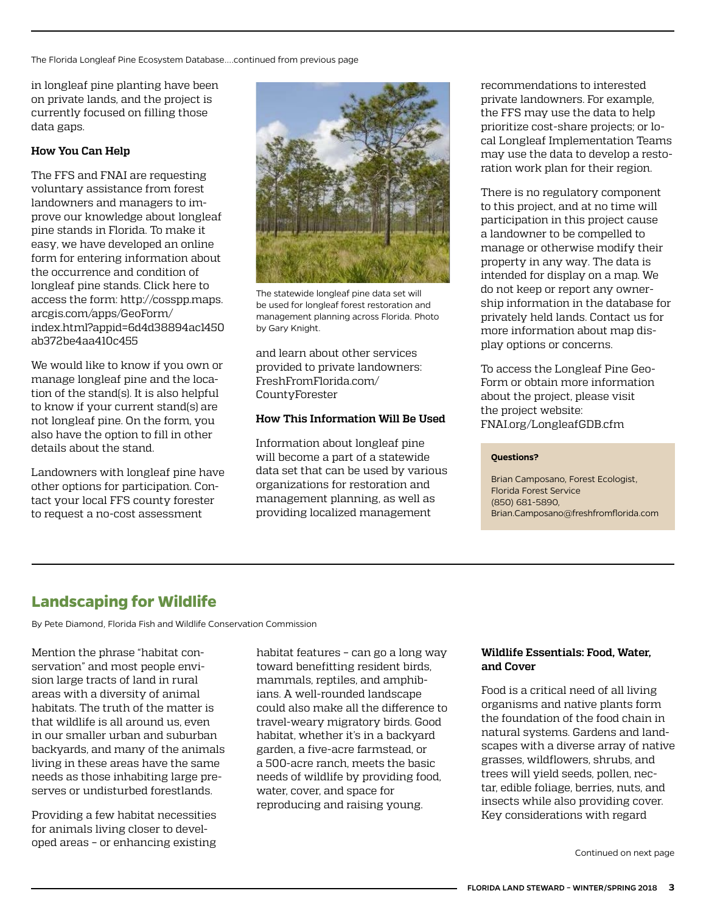The Florida Longleaf Pine Ecosystem Database....continued from previous page

in longleaf pine planting have been on private lands, and the project is currently focused on filling those data gaps.

**How You Can Help**

The FFS and FNAI are requesting voluntary assistance from forest landowners and managers to improve our knowledge about longleaf pine stands in Florida. To make it easy, we have developed an online form for entering information about the occurrence and condition of longleaf pine stands. Click here to access the form: http://cosspp.maps.arcgis.com/apps/GeoForm/index.html?appid=6d4d38894ac1450ab372be4aa410c455

We would like to know if you own or manage longleaf pine and the location of the stand(s). It is also helpful to know if your current stand(s) are not longleaf pine. On the form, you also have the option to fill in other details about the stand.

Landowners with longleaf pine have other options for participation. Contact your local FFS county forester to request a no-cost assessment and learn about other services provided to private landowners: FreshFromFlorida.com/CountyForester

The statewide longleaf pine data set will be used for longleaf forest restoration and management planning across Florida. Photo by Gary Knight.

**How This Information Will Be Used**

Information about longleaf pine will become a part of a statewide data set that can be used by various organizations for restoration and management planning, as well as providing localized management recommendations to interested private landowners. For example, the FFS may use the data to help prioritize cost-share projects; or local Longleaf Implementation Teams may use the data to develop a restoration work plan for their region.

There is no regulatory component to this project, and at no time will participation in this project cause a landowner to be compelled to manage or otherwise modify their property in any way. The data is intended for display on a map. We do not keep or report any ownership information in the database for privately held lands. Contact us for more information about map display options or concerns.

To access the Longleaf Pine GeoForm or obtain more information about the project, please visit the project website: FNAI.org/LongleafGDB.cfm

**Questions?**

Brian Camposano, Forest Ecologist, Florida Forest Service
(850) 681-5890,
Brian.Camposano@freshfromflorida.com

## Landscaping for Wildlife

By Pete Diamond, Florida Fish and Wildlife Conservation Commission

Mention the phrase "habitat conservation" and most people envision large tracts of land in rural areas with a diversity of animal habitats. The truth of the matter is that wildlife is all around us, even in our smaller urban and suburban backyards, and many of the animals living in these areas have the same needs as those inhabiting large preserves or undisturbed forestlands.

Providing a few habitat necessities for animals living closer to developed areas – or enhancing existing habitat features – can go a long way toward benefitting resident birds, mammals, reptiles, and amphibians. A well-rounded landscape could also make all the difference to travel-weary migratory birds. Good habitat, whether it's in a backyard garden, a five-acre farmstead, or a 500-acre ranch, meets the basic needs of wildlife by providing food, water, cover, and space for reproducing and raising young.

**Wildlife Essentials: Food, Water, and Cover**

Food is a critical need of all living organisms and native plants form the foundation of the food chain in natural systems. Gardens and landscapes with a diverse array of native grasses, wildflowers, shrubs, and trees will yield seeds, pollen, nectar, edible foliage, berries, nuts, and insects while also providing cover. Key considerations with regard

Continued on next page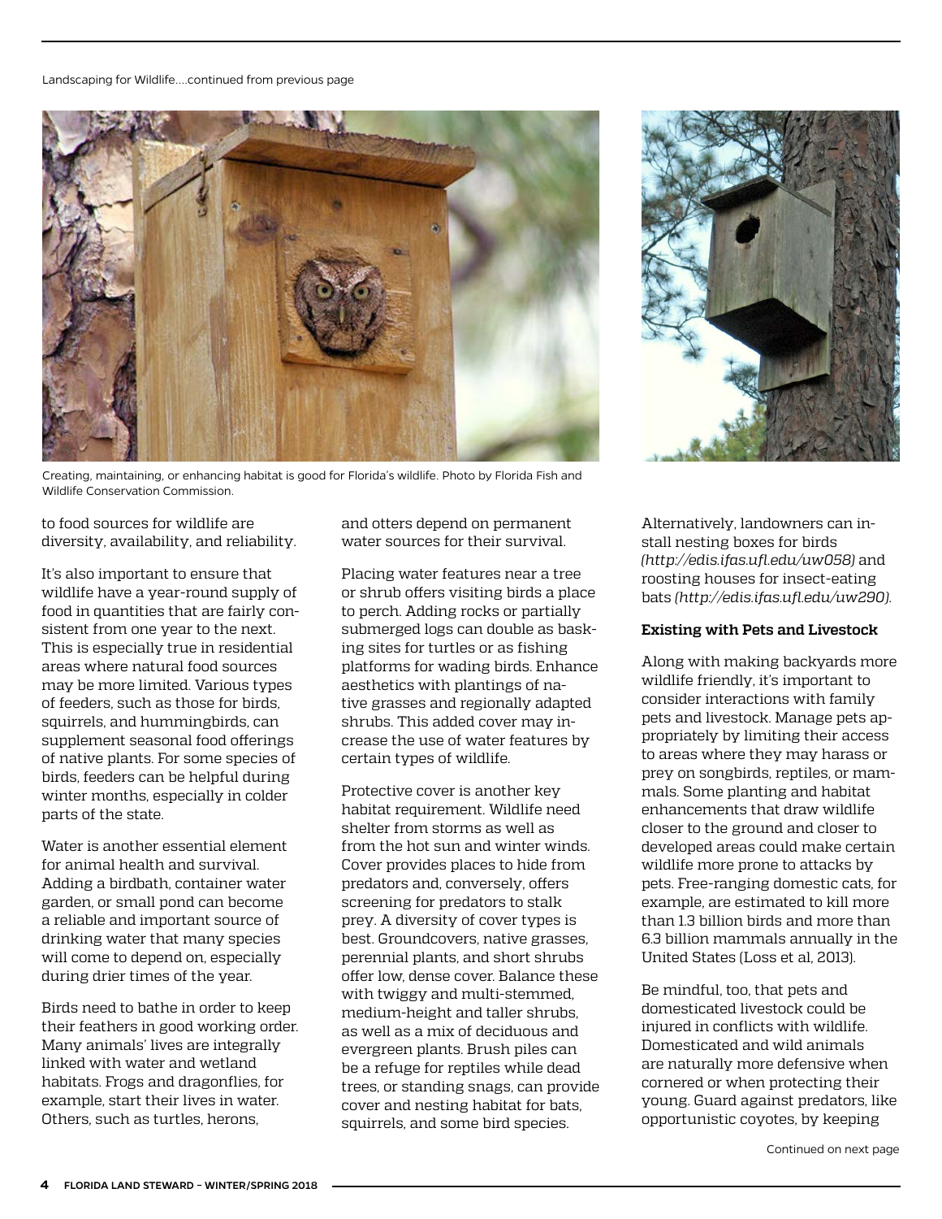Landscaping for Wildlife....continued from previous page

Creating, maintaining, or enhancing habitat is good for Florida's wildlife. Photo by Florida Fish and Wildlife Conservation Commission.

to food sources for wildlife are diversity, availability, and reliability.

It's also important to ensure that wildlife have a year-round supply of food in quantities that are fairly consistent from one year to the next. This is especially true in residential areas where natural food sources may be more limited. Various types of feeders, such as those for birds, squirrels, and hummingbirds, can supplement seasonal food offerings of native plants. For some species of birds, feeders can be helpful during winter months, especially in colder parts of the state.

Water is another essential element for animal health and survival. Adding a birdbath, container water garden, or small pond can become a reliable and important source of drinking water that many species will come to depend on, especially during drier times of the year.

Birds need to bathe in order to keep their feathers in good working order. Many animals' lives are integrally linked with water and wetland habitats. Frogs and dragonflies, for example, start their lives in water. Others, such as turtles, herons, and otters depend on permanent water sources for their survival.

Placing water features near a tree or shrub offers visiting birds a place to perch. Adding rocks or partially submerged logs can double as basking sites for turtles or as fishing platforms for wading birds. Enhance aesthetics with plantings of native grasses and regionally adapted shrubs. This added cover may increase the use of water features by certain types of wildlife.

Protective cover is another key habitat requirement. Wildlife need shelter from storms as well as from the hot sun and winter winds. Cover provides places to hide from predators and, conversely, offers screening for predators to stalk prey. A diversity of cover types is best. Groundcovers, native grasses, perennial plants, and short shrubs offer low, dense cover. Balance these with twiggy and multi-stemmed, medium-height and taller shrubs, as well as a mix of deciduous and evergreen plants. Brush piles can be a refuge for reptiles while dead trees, or standing snags, can provide cover and nesting habitat for bats, squirrels, and some bird species.

Alternatively, landowners can install nesting boxes for birds *(http://edis.ifas.ufl.edu/uw058)* and roosting houses for insect-eating bats *(http://edis.ifas.ufl.edu/uw290)*.

**Existing with Pets and Livestock**

Along with making backyards more wildlife friendly, it's important to consider interactions with family pets and livestock. Manage pets appropriately by limiting their access to areas where they may harass or prey on songbirds, reptiles, or mammals. Some planting and habitat enhancements that draw wildlife closer to the ground and closer to developed areas could make certain wildlife more prone to attacks by pets. Free-ranging domestic cats, for example, are estimated to kill more than 1.3 billion birds and more than 6.3 billion mammals annually in the United States (Loss et al, 2013).

Be mindful, too, that pets and domesticated livestock could be injured in conflicts with wildlife. Domesticated and wild animals are naturally more defensive when cornered or when protecting their young. Guard against predators, like opportunistic coyotes, by keeping

Continued on next page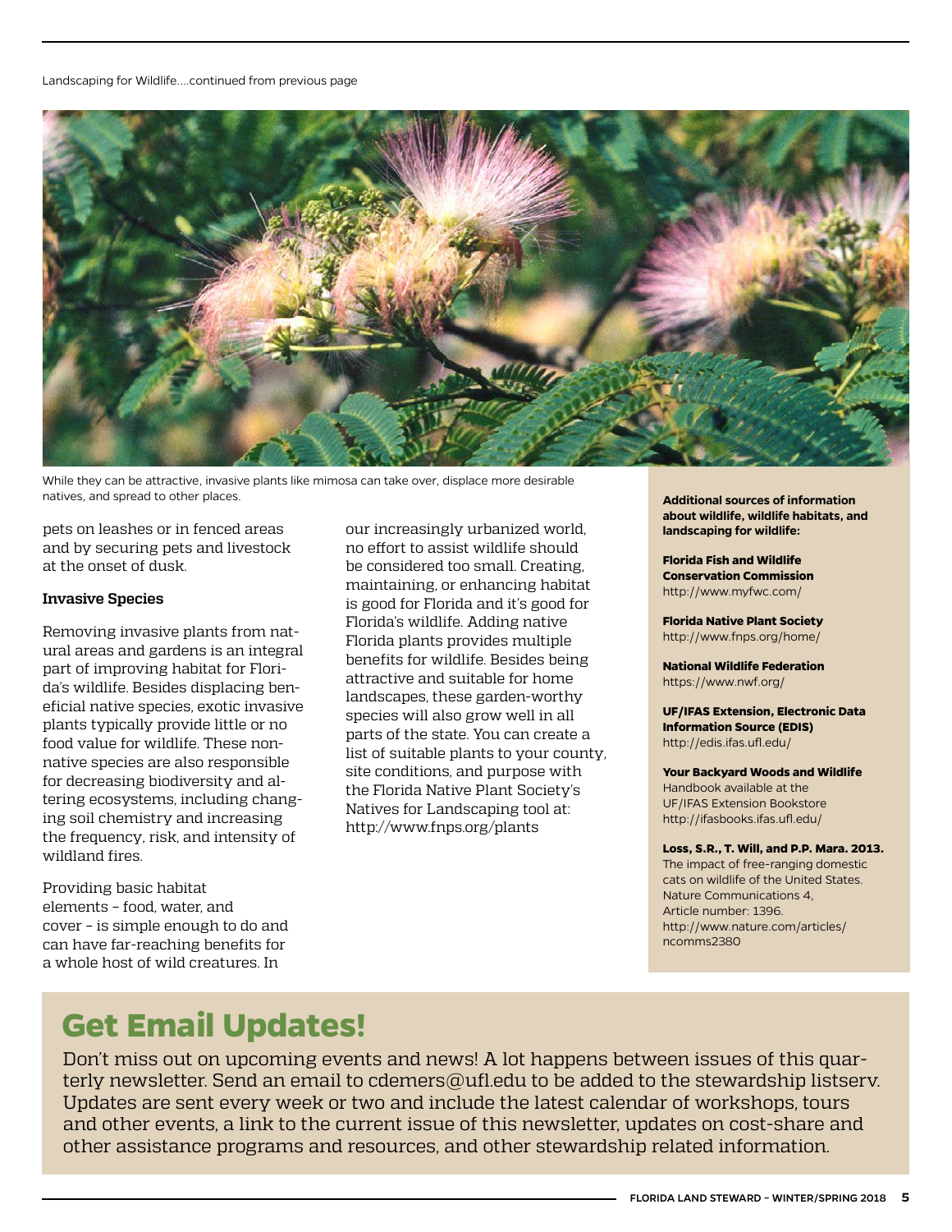Landscaping for Wildlife....continued from previous page

While they can be attractive, invasive plants like mimosa can take over, displace more desirable natives, and spread to other places.

pets on leashes or in fenced areas and by securing pets and livestock at the onset of dusk.

**Invasive Species**

Removing invasive plants from natural areas and gardens is an integral part of improving habitat for Florida's wildlife. Besides displacing beneficial native species, exotic invasive plants typically provide little or no food value for wildlife. These non-native species are also responsible for decreasing biodiversity and altering ecosystems, including changing soil chemistry and increasing the frequency, risk, and intensity of wildland fires.

Providing basic habitat elements – food, water, and cover – is simple enough to do and can have far-reaching benefits for a whole host of wild creatures. In our increasingly urbanized world, no effort to assist wildlife should be considered too small. Creating, maintaining, or enhancing habitat is good for Florida and it's good for Florida's wildlife. Adding native Florida plants provides multiple benefits for wildlife. Besides being attractive and suitable for home landscapes, these garden-worthy species will also grow well in all parts of the state. You can create a list of suitable plants to your county, site conditions, and purpose with the Florida Native Plant Society's Natives for Landscaping tool at: http://www.fnps.org/plants

**Additional sources of information about wildlife, wildlife habitats, and landscaping for wildlife:**

**Florida Fish and Wildlife Conservation Commission**
http://www.myfwc.com/

**Florida Native Plant Society**
http://www.fnps.org/home/

**National Wildlife Federation**
https://www.nwf.org/

**UF/IFAS Extension, Electronic Data Information Source (EDIS)**
http://edis.ifas.ufl.edu/

**Your Backyard Woods and Wildlife**
Handbook available at the UF/IFAS Extension Bookstore
http://ifasbooks.ifas.ufl.edu/

**Loss, S.R., T. Will, and P.P. Mara. 2013.**
The impact of free-ranging domestic cats on wildlife of the United States. Nature Communications 4, Article number: 1396.
http://www.nature.com/articles/ncomms2380

## Get Email Updates!

Don't miss out on upcoming events and news! A lot happens between issues of this quarterly newsletter. Send an email to cdemers@ufl.edu to be added to the stewardship listserv. Updates are sent every week or two and include the latest calendar of workshops, tours and other events, a link to the current issue of this newsletter, updates on cost-share and other assistance programs and resources, and other stewardship related information.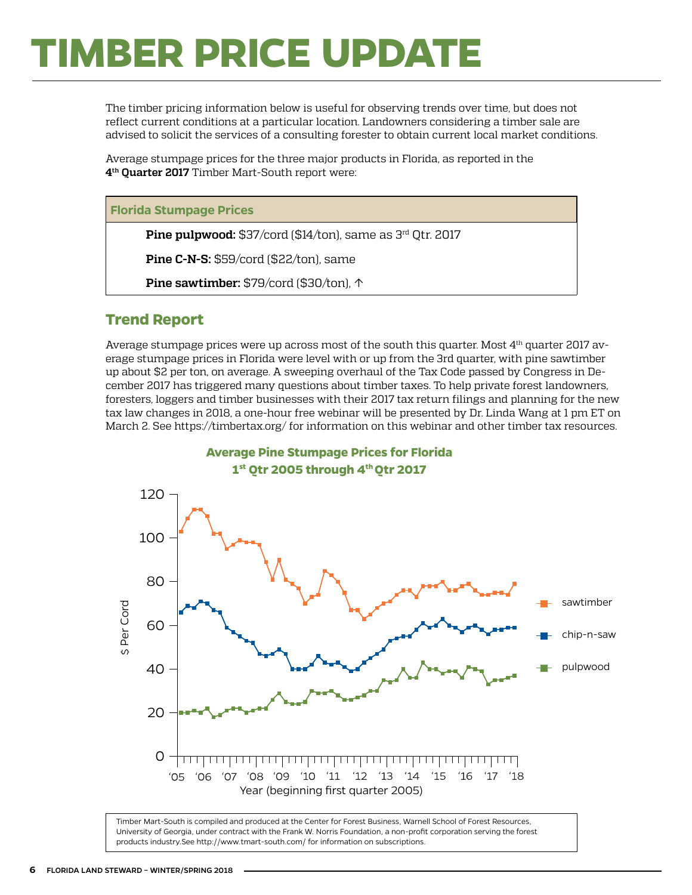# TIMBER PRICE UPDATE

The timber pricing information below is useful for observing trends over time, but does not reflect current conditions at a particular location. Landowners considering a timber sale are advised to solicit the services of a consulting forester to obtain current local market conditions.

Average stumpage prices for the three major products in Florida, as reported in the **4th Quarter 2017** Timber Mart-South report were:

| Florida Stumpage Prices |
|---|
| **Pine pulpwood:** $37/cord ($14/ton), same as 3rd Qtr. 2017 |
| **Pine C-N-S:** $59/cord ($22/ton), same |
| **Pine sawtimber:** $79/cord ($30/ton), ↑ |

## Trend Report

Average stumpage prices were up across most of the south this quarter. Most 4th quarter 2017 average stumpage prices in Florida were level with or up from the 3rd quarter, with pine sawtimber up about $2 per ton, on average. A sweeping overhaul of the Tax Code passed by Congress in December 2017 has triggered many questions about timber taxes. To help private forest landowners, foresters, loggers and timber businesses with their 2017 tax return filings and planning for the new tax law changes in 2018, a one-hour free webinar will be presented by Dr. Linda Wang at 1 pm ET on March 2. See https://timbertax.org/ for information on this webinar and other timber tax resources.

**Average Pine Stumpage Prices for Florida**
**1st Qtr 2005 through 4th Qtr 2017**

Timber Mart-South is compiled and produced at the Center for Forest Business, Warnell School of Forest Resources, University of Georgia, under contract with the Frank W. Norris Foundation, a non-profit corporation serving the forest products industry.See http://www.tmart-south.com/ for information on subscriptions.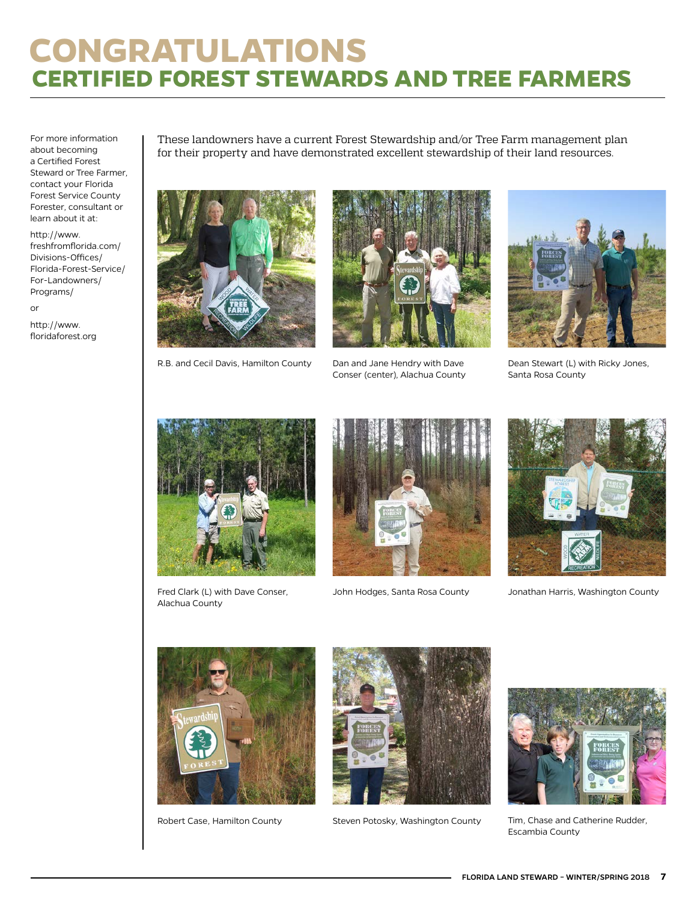# CONGRATULATIONS

## CERTIFIED FOREST STEWARDS AND TREE FARMERS

For more information about becoming a Certified Forest Steward or Tree Farmer, contact your Florida Forest Service County Forester, consultant or learn about it at:

http://www.freshfromflorida.com/Divisions-Offices/Florida-Forest-Service/For-Landowners/Programs/

or

http://www.floridaforest.org

These landowners have a current Forest Stewardship and/or Tree Farm management plan for their property and have demonstrated excellent stewardship of their land resources.

R.B. and Cecil Davis, Hamilton County

Dan and Jane Hendry with Dave Conser (center), Alachua County

Dean Stewart (L) with Ricky Jones, Santa Rosa County

Fred Clark (L) with Dave Conser, Alachua County

John Hodges, Santa Rosa County

Jonathan Harris, Washington County

Robert Case, Hamilton County

Steven Potosky, Washington County

Tim, Chase and Catherine Rudder, Escambia County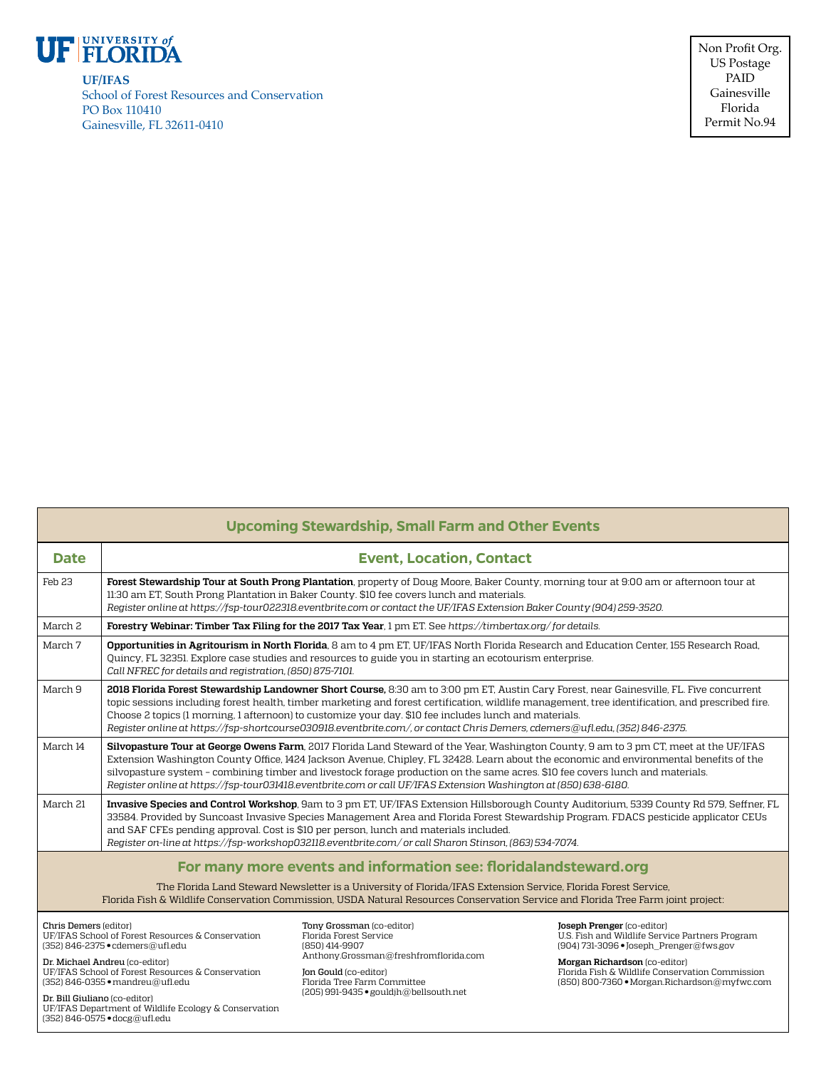**UF | UNIVERSITY of FLORIDA**

**UF/IFAS**
School of Forest Resources and Conservation
PO Box 110410
Gainesville, FL 32611-0410

Non Profit Org.
US Postage
PAID
Gainesville
Florida
Permit No.94

## Upcoming Stewardship, Small Farm and Other Events

| Date | Event, Location, Contact |
|---|---|
| Feb 23 | **Forest Stewardship Tour at South Prong Plantation**, property of Doug Moore, Baker County, morning tour at 9:00 am or afternoon tour at 11:30 am ET, South Prong Plantation in Baker County. $10 fee covers lunch and materials. *Register online at https://fsp-tour022318.eventbrite.com or contact the UF/IFAS Extension Baker County (904) 259-3520.* |
| March 2 | **Forestry Webinar: Timber Tax Filing for the 2017 Tax Year**, 1 pm ET. See *https://timbertax.org/ for details.* |
| March 7 | **Opportunities in Agritourism in North Florida**, 8 am to 4 pm ET, UF/IFAS North Florida Research and Education Center, 155 Research Road, Quincy, FL 32351. Explore case studies and resources to guide you in starting an ecotourism enterprise. *Call NFREC for details and registration, (850) 875-7101.* |
| March 9 | **2018 Florida Forest Stewardship Landowner Short Course,** 8:30 am to 3:00 pm ET, Austin Cary Forest, near Gainesville, FL. Five concurrent topic sessions including forest health, timber marketing and forest certification, wildlife management, tree identification, and prescribed fire. Choose 2 topics (1 morning, 1 afternoon) to customize your day. $10 fee includes lunch and materials. *Register online at https://fsp-shortcourse030918.eventbrite.com/, or contact Chris Demers, cdemers@ufl.edu, (352) 846-2375.* |
| March 14 | **Silvopasture Tour at George Owens Farm**, 2017 Florida Land Steward of the Year, Washington County, 9 am to 3 pm CT, meet at the UF/IFAS Extension Washington County Office, 1424 Jackson Avenue, Chipley, FL 32428. Learn about the economic and environmental benefits of the silvopasture system – combining timber and livestock forage production on the same acres. $10 fee covers lunch and materials. *Register online at https://fsp-tour031418.eventbrite.com or call UF/IFAS Extension Washington at (850) 638-6180.* |
| March 21 | **Invasive Species and Control Workshop**, 9am to 3 pm ET, UF/IFAS Extension Hillsborough County Auditorium, 5339 County Rd 579, Seffner, FL 33584. Provided by Suncoast Invasive Species Management Area and Florida Forest Stewardship Program. FDACS pesticide applicator CEUs and SAF CFEs pending approval. Cost is $10 per person, lunch and materials included. *Register on-line at https://fsp-workshop032118.eventbrite.com/ or call Sharon Stinson, (863) 534-7074.* |

**For many more events and information see: floridalandsteward.org**

The Florida Land Steward Newsletter is a University of Florida/IFAS Extension Service, Florida Forest Service, Florida Fish & Wildlife Conservation Commission, USDA Natural Resources Conservation Service and Florida Tree Farm joint project:

**Chris Demers** (editor)
UF/IFAS School of Forest Resources & Conservation
(352) 846-2375 • cdemers@ufl.edu

**Dr. Michael Andreu** (co-editor)
UF/IFAS School of Forest Resources & Conservation
(352) 846-0355 • mandreu@ufl.edu

**Dr. Bill Giuliano** (co-editor)
UF/IFAS Department of Wildlife Ecology & Conservation
(352) 846-0575 • docg@ufl.edu

**Tony Grossman** (co-editor)
Florida Forest Service
(850) 414-9907
Anthony.Grossman@freshfromflorida.com

**Jon Gould** (co-editor)
Florida Tree Farm Committee
(205) 991-9435 • gouldjh@bellsouth.net

**Joseph Prenger** (co-editor)
U.S. Fish and Wildlife Service Partners Program
(904) 731-3096 • Joseph_Prenger@fws.gov

**Morgan Richardson** (co-editor)
Florida Fish & Wildlife Conservation Commission
(850) 800-7360 • Morgan.Richardson@myfwc.com